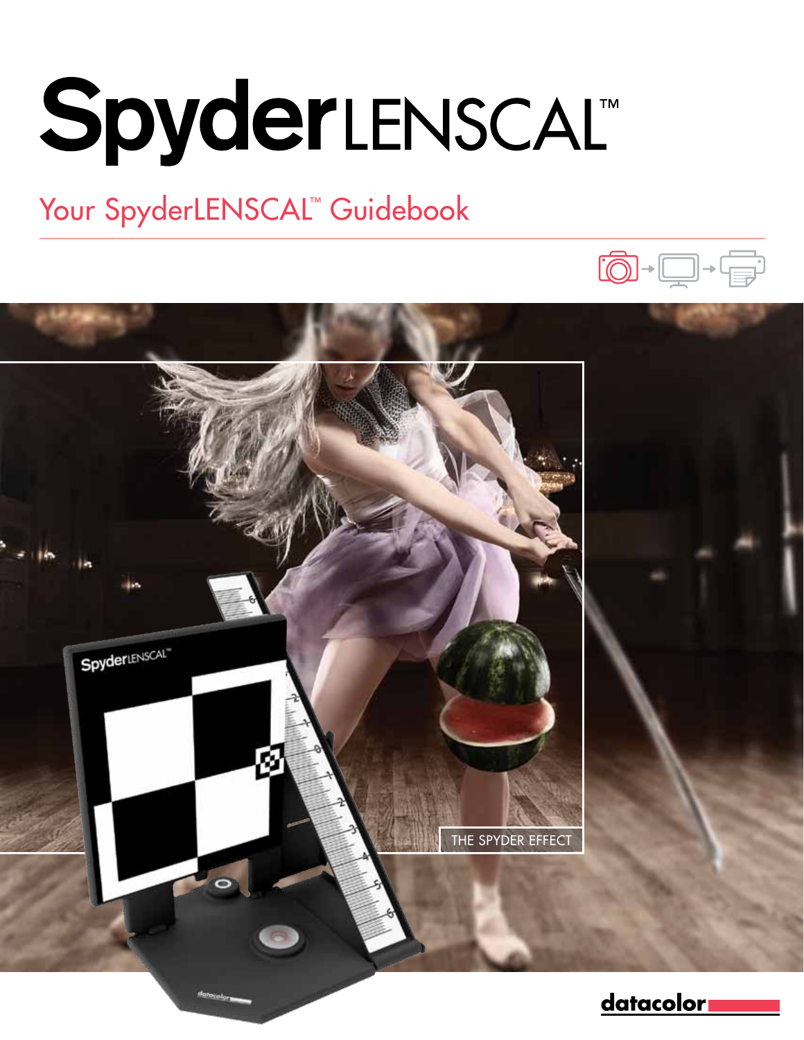# SpyderLENSCAL™

## Your SpyderLENSCAL™ Guidebook

THE SPYDER EFFECT

datacolor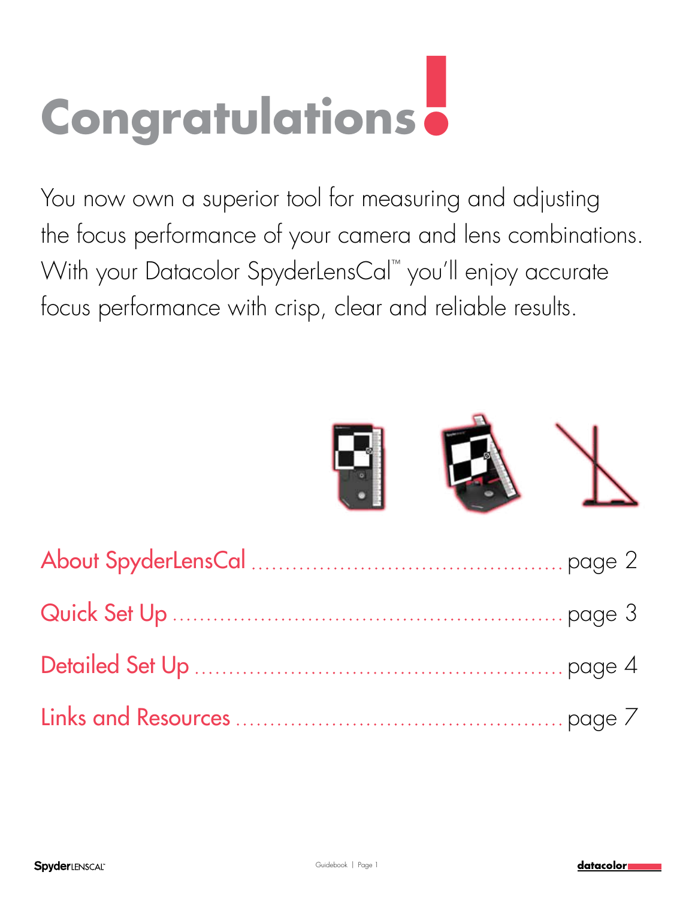# Congratulations!

You now own a superior tool for measuring and adjusting the focus performance of your camera and lens combinations. With your Datacolor SpyderLensCal™ you'll enjoy accurate focus performance with crisp, clear and reliable results.

About SpyderLensCal ........................................... page 2

Quick Set Up ........................................... page 3

Detailed Set Up ........................................... page 4

Links and Resources ........................................... page 7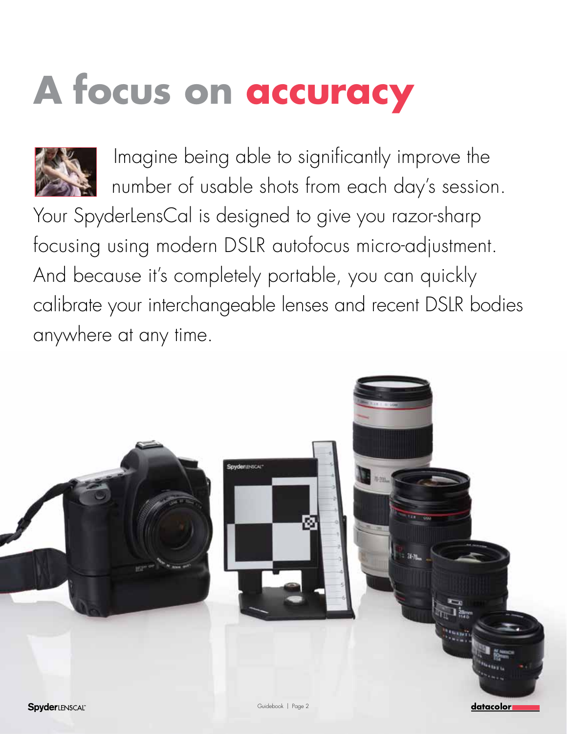# A focus on accuracy

Imagine being able to significantly improve the number of usable shots from each day's session. Your SpyderLensCal is designed to give you razor-sharp focusing using modern DSLR autofocus micro-adjustment. And because it's completely portable, you can quickly calibrate your interchangeable lenses and recent DSLR bodies anywhere at any time.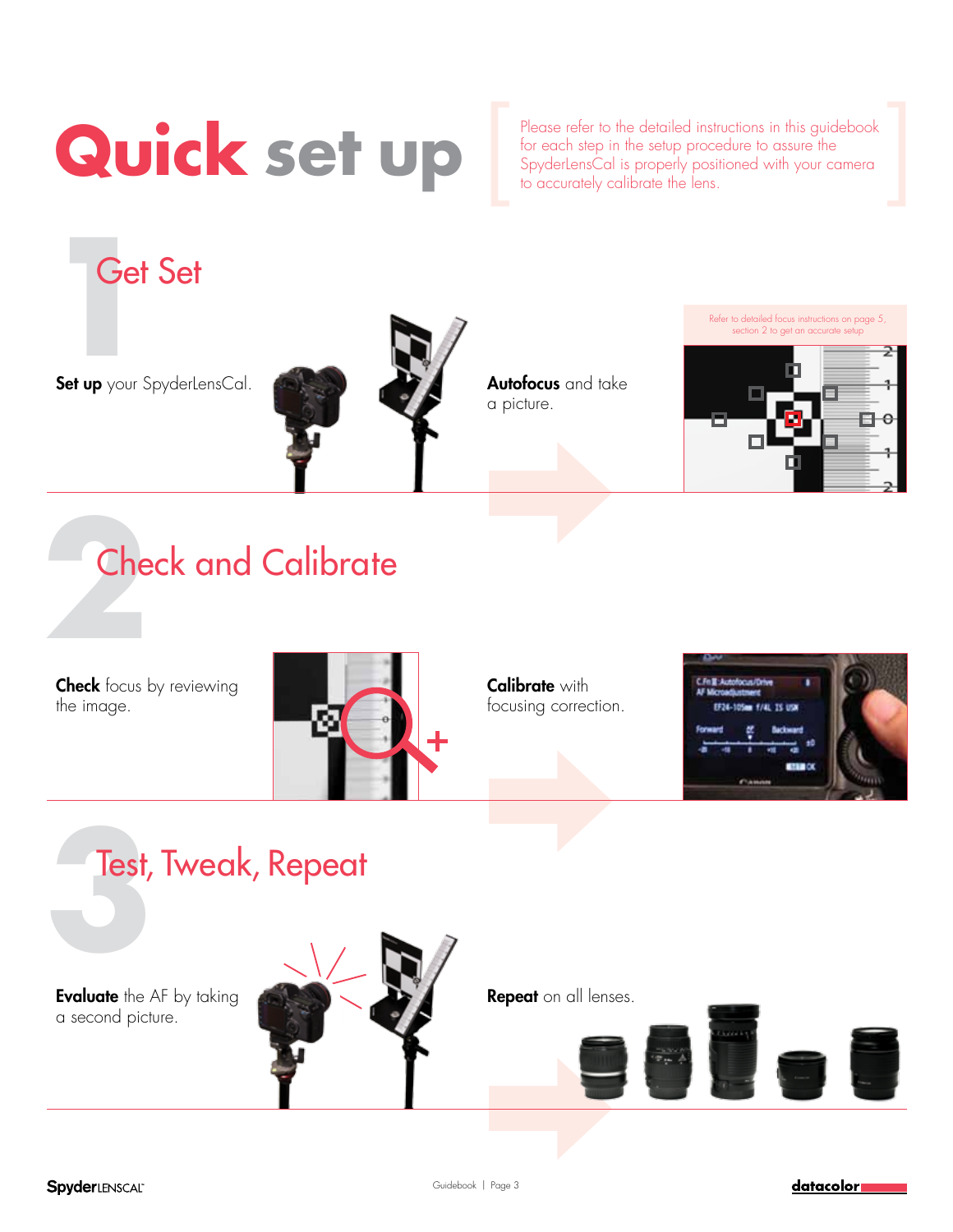# Quick set up

Please refer to the detailed instructions in this guidebook for each step in the setup procedure to assure the SpyderLensCal is properly positioned with your camera to accurately calibrate the lens.

## 1 Get Set

**Set up** your SpyderLensCal.

**Autofocus** and take a picture.

Refer to detailed focus instructions on page 5, section 2 to get an accurate setup

## 2 Check and Calibrate

**Check** focus by reviewing the image.

**Calibrate** with focusing correction.

## 3 Test, Tweak, Repeat

**Evaluate** the AF by taking a second picture.

**Repeat** on all lenses.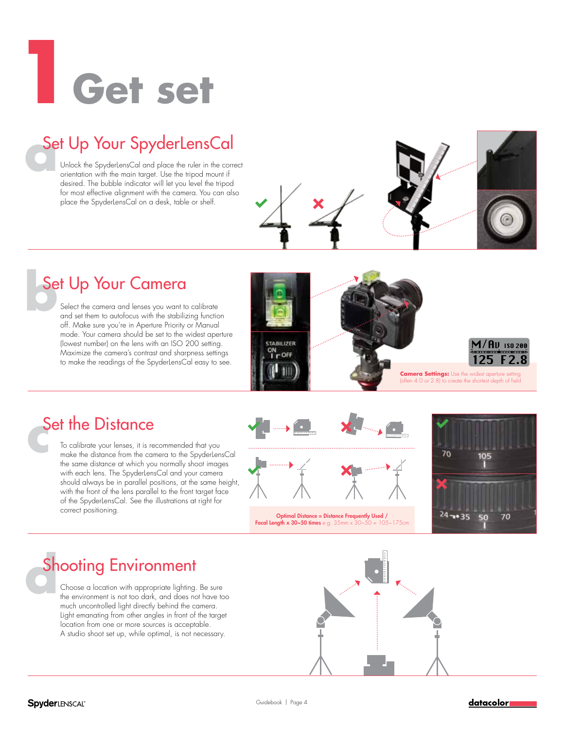# 1 Get set

## a Set Up Your SpyderLensCal

Unlock the SpyderLensCal and place the ruler in the correct orientation with the main target. Use the tripod mount if desired. The bubble indicator will let you level the tripod for most effective alignment with the camera. You can also place the SpyderLensCal on a desk, table or shelf.

## b Set Up Your Camera

Select the camera and lenses you want to calibrate and set them to autofocus with the stabilizing function off. Make sure you're in Aperture Priority or Manual mode. Your camera should be set to the widest aperture (lowest number) on the lens with an ISO 200 setting. Maximize the camera's contrast and sharpness settings to make the readings of the SpyderLensCal easy to see.

**Camera Settings:** Use the widest aperture setting (often 4.0 or 2.8) to create the shortest depth of field

## c Set the Distance

To calibrate your lenses, it is recommended that you make the distance from the camera to the SpyderLensCal the same distance at which you normally shoot images with each lens. The SpyderLensCal and your camera should always be in parallel positions, at the same height, with the front of the lens parallel to the front target face of the SpyderLensCal. See the illustrations at right for correct positioning.

**Optimal Distance = Distance Frequently Used / Focal Length x 30~50 times** e.g. 35mm x 30~50 = 105~175cm

## d Shooting Environment

Choose a location with appropriate lighting. Be sure the environment is not too dark, and does not have too much uncontrolled light directly behind the camera. Light emanating from other angles in front of the target location from one or more sources is acceptable. A studio shoot set up, while optimal, is not necessary.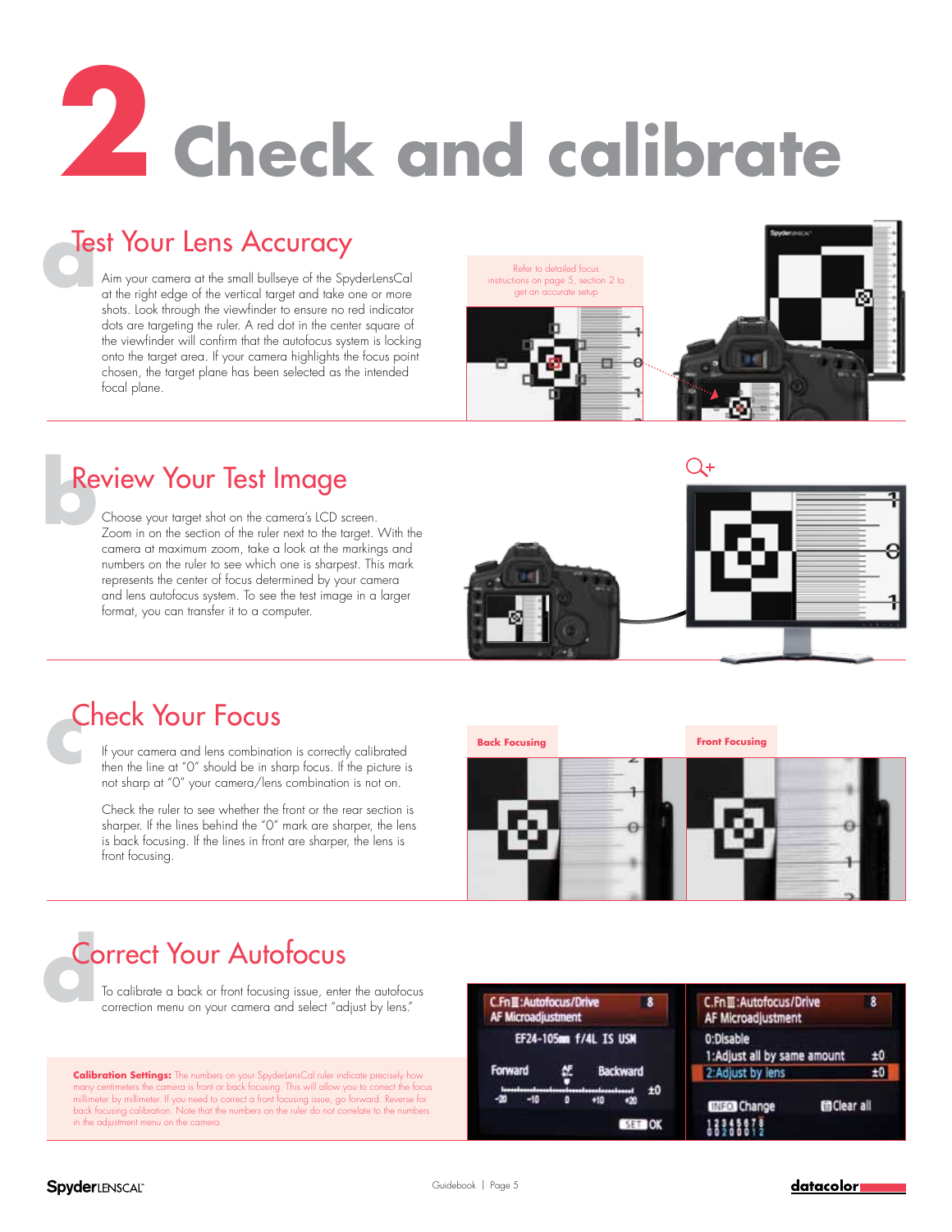# 2 Check and calibrate

## a Test Your Lens Accuracy

Aim your camera at the small bullseye of the SpyderLensCal at the right edge of the vertical target and take one or more shots. Look through the viewfinder to ensure no red indicator dots are targeting the ruler. A red dot in the center square of the viewfinder will confirm that the autofocus system is locking onto the target area. If your camera highlights the focus point chosen, the target plane has been selected as the intended focal plane.

Refer to detailed focus instructions on page 5, section 2 to get an accurate setup

## b Review Your Test Image

Choose your target shot on the camera's LCD screen. Zoom in on the section of the ruler next to the target. With the camera at maximum zoom, take a look at the markings and numbers on the ruler to see which one is sharpest. This mark represents the center of focus determined by your camera and lens autofocus system. To see the test image in a larger format, you can transfer it to a computer.

## c Check Your Focus

If your camera and lens combination is correctly calibrated then the line at "0" should be in sharp focus. If the picture is not sharp at "0" your camera/lens combination is not on.

Check the ruler to see whether the front or the rear section is sharper. If the lines behind the "0" mark are sharper, the lens is back focusing. If the lines in front are sharper, the lens is front focusing.

**Back Focusing**

**Front Focusing**

## d Correct Your Autofocus

To calibrate a back or front focusing issue, enter the autofocus correction menu on your camera and select "adjust by lens."

**Calibration Settings:** The numbers on your SpyderLensCal ruler indicate precisely how many centimeters the camera is front or back focusing. This will allow you to correct the focus millimeter by millimeter. If you need to correct a front focusing issue, go forward. Reverse for back focusing calibration. Note that the numbers on the ruler do not correlate to the numbers in the adjustment menu on the camera.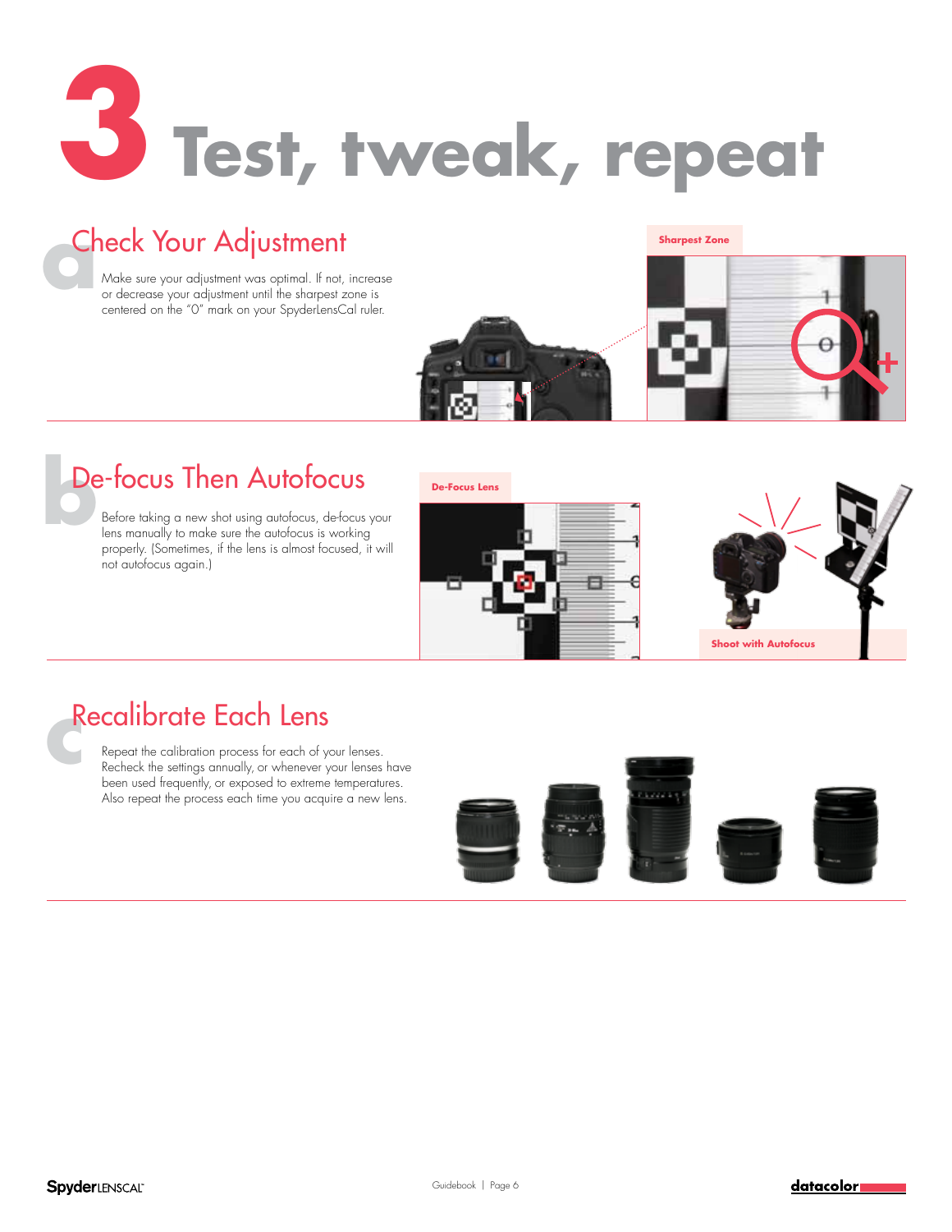# 3 Test, tweak, repeat

## a Check Your Adjustment

Make sure your adjustment was optimal. If not, increase or decrease your adjustment until the sharpest zone is centered on the "0" mark on your SpyderLensCal ruler.

Sharpest Zone

## b De-focus Then Autofocus

Before taking a new shot using autofocus, de-focus your lens manually to make sure the autofocus is working properly. (Sometimes, if the lens is almost focused, it will not autofocus again.)

De-Focus Lens

Shoot with Autofocus

## c Recalibrate Each Lens

Repeat the calibration process for each of your lenses. Recheck the settings annually, or whenever your lenses have been used frequently, or exposed to extreme temperatures. Also repeat the process each time you acquire a new lens.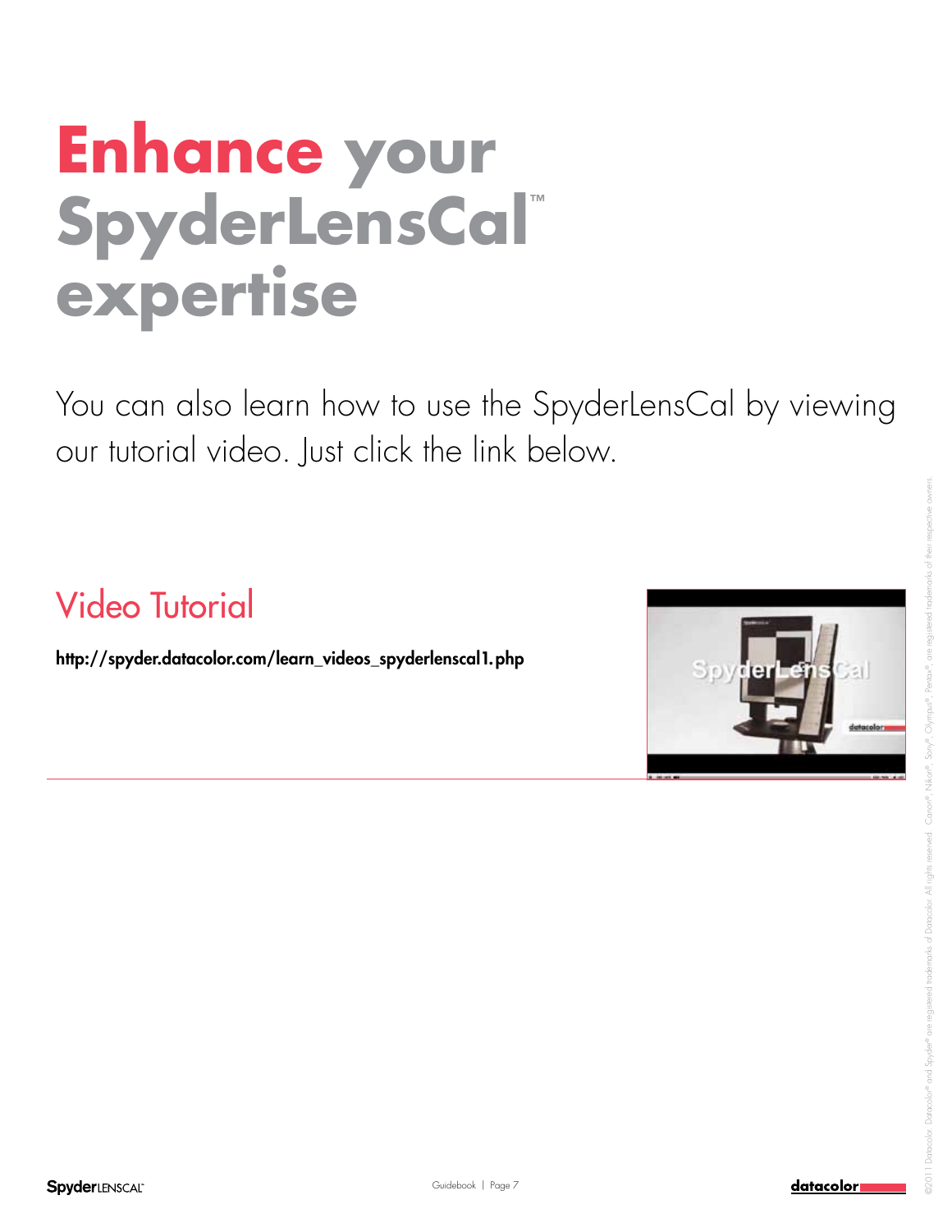# Enhance your SpyderLensCal™ expertise

You can also learn how to use the SpyderLensCal by viewing our tutorial video. Just click the link below.

## Video Tutorial

**http://spyder.datacolor.com/learn_videos_spyderlenscal1.php**

©2011 Datacolor. Datacolor® and Spyder® are registered trademarks of Datacolor. All rights reserved. Canon®, Nikon®, Sony®, Olympus®, Pentax®, are registered trademarks of their respective owners.